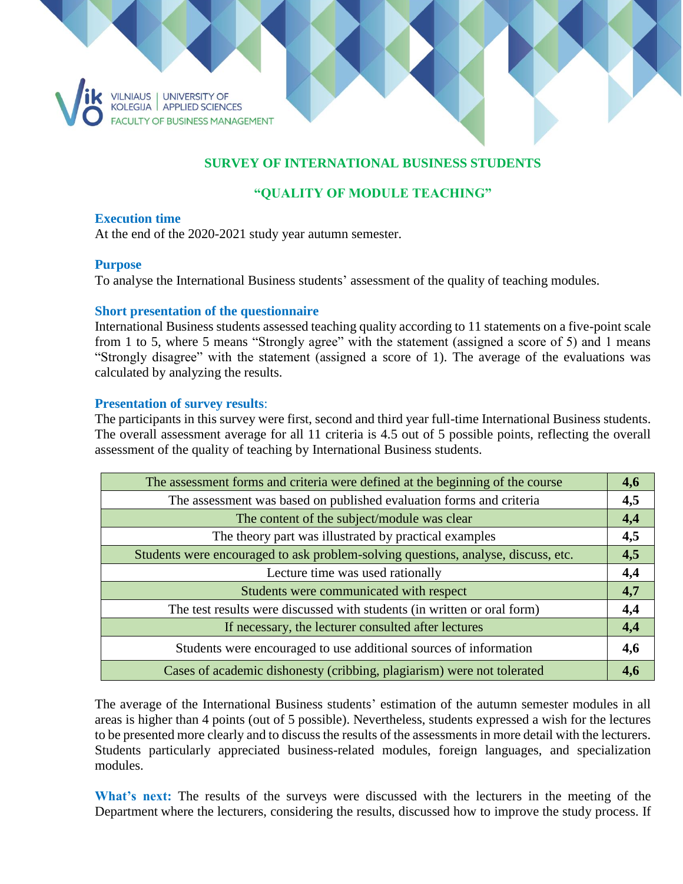VILNIAUS KOLEGIJA | UNIVERSITY OF APPLIED SCIENCES
FACULTY OF BUSINESS MANAGEMENT

## SURVEY OF INTERNATIONAL BUSINESS STUDENTS

## "QUALITY OF MODULE TEACHING"

### Execution time

At the end of the 2020-2021 study year autumn semester.

### Purpose

To analyse the International Business students' assessment of the quality of teaching modules.

### Short presentation of the questionnaire

International Business students assessed teaching quality according to 11 statements on a five-point scale from 1 to 5, where 5 means "Strongly agree" with the statement (assigned a score of 5) and 1 means "Strongly disagree" with the statement (assigned a score of 1). The average of the evaluations was calculated by analyzing the results.

### Presentation of survey results:

The participants in this survey were first, second and third year full-time International Business students. The overall assessment average for all 11 criteria is 4.5 out of 5 possible points, reflecting the overall assessment of the quality of teaching by International Business students.

| Statement | Score |
|---|---|
| The assessment forms and criteria were defined at the beginning of the course | **4,6** |
| The assessment was based on published evaluation forms and criteria | **4,5** |
| The content of the subject/module was clear | **4,4** |
| The theory part was illustrated by practical examples | **4,5** |
| Students were encouraged to ask problem-solving questions, analyse, discuss, etc. | **4,5** |
| Lecture time was used rationally | **4,4** |
| Students were communicated with respect | **4,7** |
| The test results were discussed with students (in written or oral form) | **4,4** |
| If necessary, the lecturer consulted after lectures | **4,4** |
| Students were encouraged to use additional sources of information | **4,6** |
| Cases of academic dishonesty (cribbing, plagiarism) were not tolerated | **4,6** |

The average of the International Business students' estimation of the autumn semester modules in all areas is higher than 4 points (out of 5 possible). Nevertheless, students expressed a wish for the lectures to be presented more clearly and to discuss the results of the assessments in more detail with the lecturers. Students particularly appreciated business-related modules, foreign languages, and specialization modules.

**What's next:** The results of the surveys were discussed with the lecturers in the meeting of the Department where the lecturers, considering the results, discussed how to improve the study process. If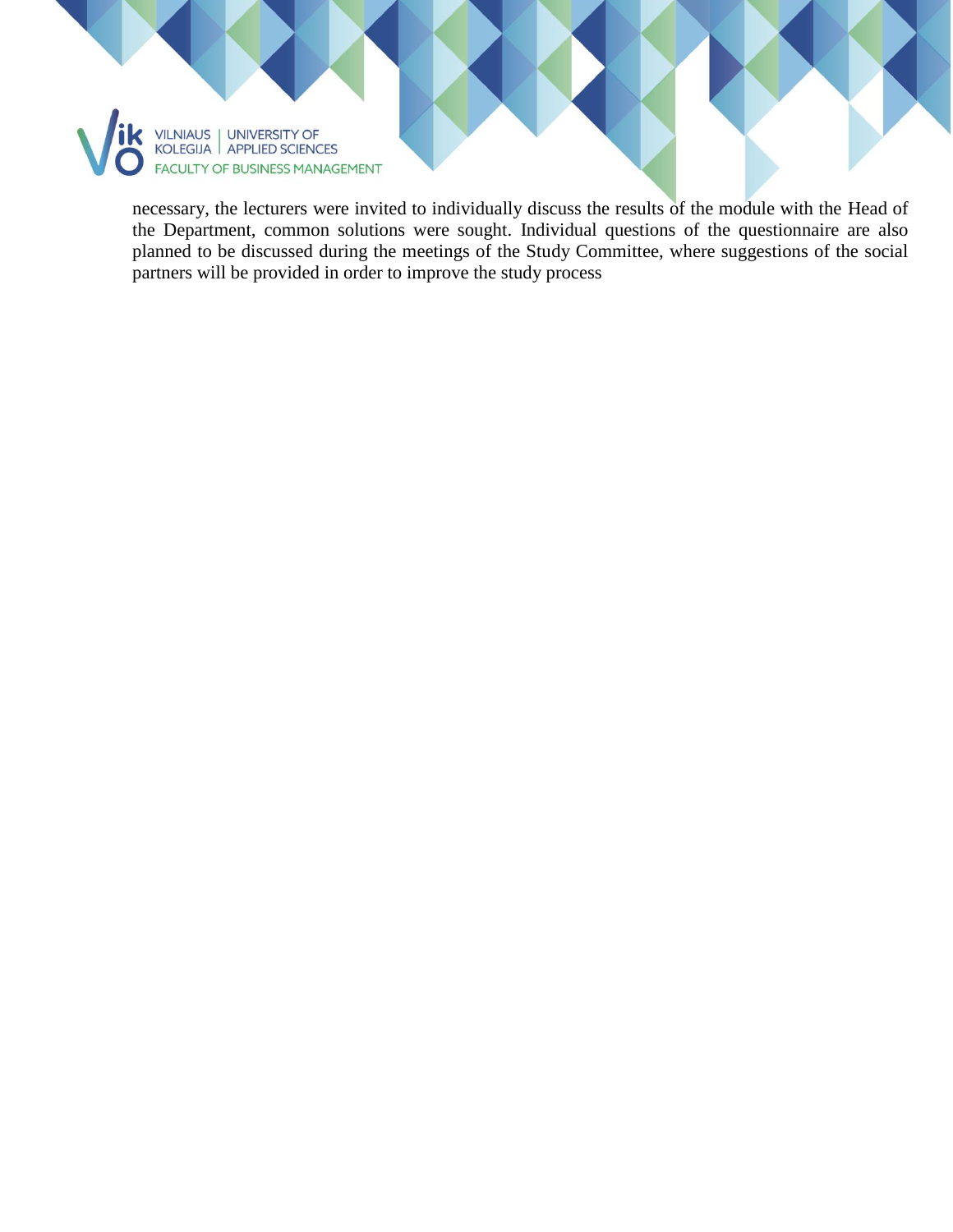necessary, the lecturers were invited to individually discuss the results of the module with the Head of the Department, common solutions were sought. Individual questions of the questionnaire are also planned to be discussed during the meetings of the Study Committee, where suggestions of the social partners will be provided in order to improve the study process